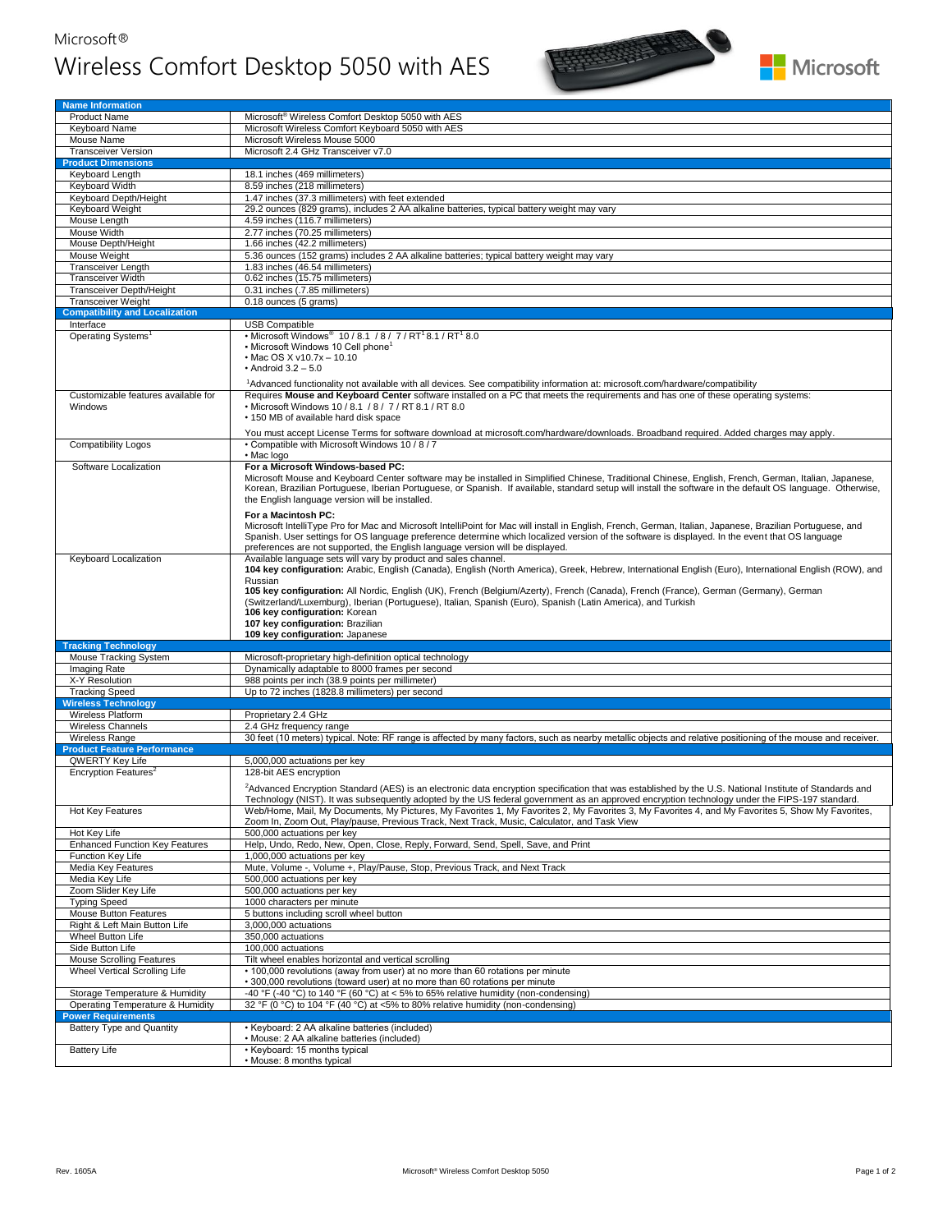Microsoft®

# Wireless Comfort Desktop 5050 with AES

| **Name Information** | |
|---|---|
| Product Name | Microsoft® Wireless Comfort Desktop 5050 with AES |
| Keyboard Name | Microsoft Wireless Comfort Keyboard 5050 with AES |
| Mouse Name | Microsoft Wireless Mouse 5000 |
| Transceiver Version | Microsoft 2.4 GHz Transceiver v7.0 |
| **Product Dimensions** | |
| Keyboard Length | 18.1 inches (469 millimeters) |
| Keyboard Width | 8.59 inches (218 millimeters) |
| Keyboard Depth/Height | 1.47 inches (37.3 millimeters) with feet extended |
| Keyboard Weight | 29.2 ounces (829 grams), includes 2 AA alkaline batteries, typical battery weight may vary |
| Mouse Length | 4.59 inches (116.7 millimeters) |
| Mouse Width | 2.77 inches (70.25 millimeters) |
| Mouse Depth/Height | 1.66 inches (42.2 millimeters) |
| Mouse Weight | 5.36 ounces (152 grams) includes 2 AA alkaline batteries; typical battery weight may vary |
| Transceiver Length | 1.83 inches (46.54 millimeters) |
| Transceiver Width | 0.62 inches (15.75 millimeters) |
| Transceiver Depth/Height | 0.31 inches (.7.85 millimeters) |
| Transceiver Weight | 0.18 ounces (5 grams) |
| **Compatibility and Localization** | |
| Interface | USB Compatible |
| Operating Systems[1] | • Microsoft Windows® 10 / 8.1 / 8 / 7 / RT[1] 8.1 / RT[1] 8.0<br>• Microsoft Windows 10 Cell phone[1]<br>• Mac OS X v10.7x – 10.10<br>• Android 3.2 – 5.0<br><br>[1]Advanced functionality not available with all devices. See compatibility information at: microsoft.com/hardware/compatibility |
| Customizable features available for Windows | Requires **Mouse and Keyboard Center** software installed on a PC that meets the requirements and has one of these operating systems:<br>• Microsoft Windows 10 / 8.1 / 8 / 7 / RT 8.1 / RT 8.0<br>• 150 MB of available hard disk space<br><br>You must accept License Terms for software download at microsoft.com/hardware/downloads. Broadband required. Added charges may apply. |
| Compatibility Logos | • Compatible with Microsoft Windows 10 / 8 / 7<br>• Mac logo |
| Software Localization | **For a Microsoft Windows-based PC:**<br>Microsoft Mouse and Keyboard Center software may be installed in Simplified Chinese, Traditional Chinese, English, French, German, Italian, Japanese, Korean, Brazilian Portuguese, Iberian Portuguese, or Spanish. If available, standard setup will install the software in the default OS language. Otherwise, the English language version will be installed.<br><br>**For a Macintosh PC:**<br>Microsoft IntelliType Pro for Mac and Microsoft IntelliPoint for Mac will install in English, French, German, Italian, Japanese, Brazilian Portuguese, and Spanish. User settings for OS language preference determine which localized version of the software is displayed. In the event that OS language preferences are not supported, the English language version will be displayed. |
| Keyboard Localization | Available language sets will vary by product and sales channel.<br>**104 key configuration:** Arabic, English (Canada), English (North America), Greek, Hebrew, International English (Euro), International English (ROW), and Russian<br>**105 key configuration:** All Nordic, English (UK), French (Belgium/Azerty), French (Canada), French (France), German (Germany), German (Switzerland/Luxemburg), Iberian (Portuguese), Italian, Spanish (Euro), Spanish (Latin America), and Turkish<br>**106 key configuration:** Korean<br>**107 key configuration:** Brazilian<br>**109 key configuration:** Japanese |
| **Tracking Technology** | |
| Mouse Tracking System | Microsoft-proprietary high-definition optical technology |
| Imaging Rate | Dynamically adaptable to 8000 frames per second |
| X-Y Resolution | 988 points per inch (38.9 points per millimeter) |
| Tracking Speed | Up to 72 inches (1828.8 millimeters) per second |
| **Wireless Technology** | |
| Wireless Platform | Proprietary 2.4 GHz |
| Wireless Channels | 2.4 GHz frequency range |
| Wireless Range | 30 feet (10 meters) typical. Note: RF range is affected by many factors, such as nearby metallic objects and relative positioning of the mouse and receiver. |
| **Product Feature Performance** | |
| QWERTY Key Life | 5,000,000 actuations per key |
| Encryption Features[2] | 128-bit AES encryption<br><br>[2]Advanced Encryption Standard (AES) is an electronic data encryption specification that was established by the U.S. National Institute of Standards and Technology (NIST). It was subsequently adopted by the US federal government as an approved encryption technology under the FIPS-197 standard. |
| Hot Key Features | Web/Home, Mail, My Documents, My Pictures, My Favorites 1, My Favorites 2, My Favorites 3, My Favorites 4, and My Favorites 5, Show My Favorites, Zoom In, Zoom Out, Play/pause, Previous Track, Next Track, Music, Calculator, and Task View |
| Hot Key Life | 500,000 actuations per key |
| Enhanced Function Key Features | Help, Undo, Redo, New, Open, Close, Reply, Forward, Send, Spell, Save, and Print |
| Function Key Life | 1,000,000 actuations per key |
| Media Key Features | Mute, Volume -, Volume +, Play/Pause, Stop, Previous Track, and Next Track |
| Media Key Life | 500,000 actuations per key |
| Zoom Slider Key Life | 500,000 actuations per key |
| Typing Speed | 1000 characters per minute |
| Mouse Button Features | 5 buttons including scroll wheel button |
| Right & Left Main Button Life | 3,000,000 actuations |
| Wheel Button Life | 350,000 actuations |
| Side Button Life | 100,000 actuations |
| Mouse Scrolling Features | Tilt wheel enables horizontal and vertical scrolling |
| Wheel Vertical Scrolling Life | • 100,000 revolutions (away from user) at no more than 60 rotations per minute<br>• 300,000 revolutions (toward user) at no more than 60 rotations per minute |
| Storage Temperature & Humidity | -40 °F (-40 °C) to 140 °F (60 °C) at < 5% to 65% relative humidity (non-condensing) |
| Operating Temperature & Humidity | 32 °F (0 °C) to 104 °F (40 °C) at <5% to 80% relative humidity (non-condensing) |
| **Power Requirements** | |
| Battery Type and Quantity | • Keyboard: 2 AA alkaline batteries (included)<br>• Mouse: 2 AA alkaline batteries (included) |
| Battery Life | • Keyboard: 15 months typical<br>• Mouse: 8 months typical |

Rev. 1605A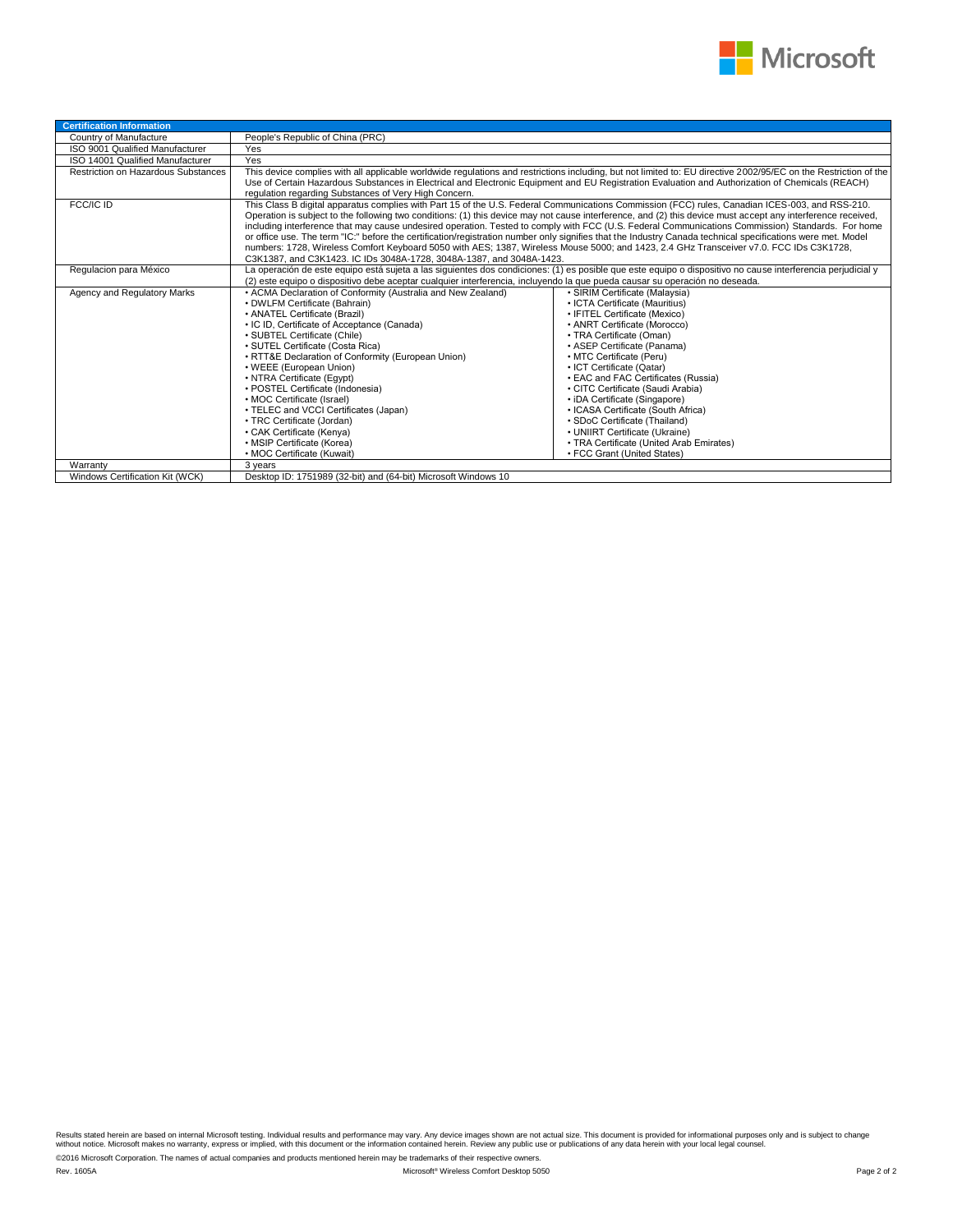| Certification Information | | |
|---|---|---|
| Country of Manufacture | People's Republic of China (PRC) | |
| ISO 9001 Qualified Manufacturer | Yes | |
| ISO 14001 Qualified Manufacturer | Yes | |
| Restriction on Hazardous Substances | This device complies with all applicable worldwide regulations and restrictions including, but not limited to: EU directive 2002/95/EC on the Restriction of the Use of Certain Hazardous Substances in Electrical and Electronic Equipment and EU Registration Evaluation and Authorization of Chemicals (REACH) regulation regarding Substances of Very High Concern. | |
| FCC/IC ID | This Class B digital apparatus complies with Part 15 of the U.S. Federal Communications Commission (FCC) rules, Canadian ICES-003, and RSS-210. Operation is subject to the following two conditions: (1) this device may not cause interference, and (2) this device must accept any interference received, including interference that may cause undesired operation. Tested to comply with FCC (U.S. Federal Communications Commission) Standards. For home or office use. The term "IC:" before the certification/registration number only signifies that the Industry Canada technical specifications were met. Model numbers: 1728, Wireless Comfort Keyboard 5050 with AES; 1387, Wireless Mouse 5000; and 1423, 2.4 GHz Transceiver v7.0. FCC IDs C3K1728, C3K1387, and C3K1423. IC IDs 3048A-1728, 3048A-1387, and 3048A-1423. | |
| Regulacion para México | La operación de este equipo está sujeta a las siguientes dos condiciones: (1) es posible que este equipo o dispositivo no cause interferencia perjudicial y (2) este equipo o dispositivo debe aceptar cualquier interferencia, incluyendo la que pueda causar su operación no deseada. | |
| Agency and Regulatory Marks | • ACMA Declaration of Conformity (Australia and New Zealand)<br>• DWLFM Certificate (Bahrain)<br>• ANATEL Certificate (Brazil)<br>• IC ID, Certificate of Acceptance (Canada)<br>• SUBTEL Certificate (Chile)<br>• SUTEL Certificate (Costa Rica)<br>• RTT&E Declaration of Conformity (European Union)<br>• WEEE (European Union)<br>• NTRA Certificate (Egypt)<br>• POSTEL Certificate (Indonesia)<br>• MOC Certificate (Israel)<br>• TELEC and VCCI Certificates (Japan)<br>• TRC Certificate (Jordan)<br>• CAK Certificate (Kenya)<br>• MSIP Certificate (Korea)<br>• MOC Certificate (Kuwait) | • SIRIM Certificate (Malaysia)<br>• ICTA Certificate (Mauritius)<br>• IFITEL Certificate (Mexico)<br>• ANRT Certificate (Morocco)<br>• TRA Certificate (Oman)<br>• ASEP Certificate (Panama)<br>• MTC Certificate (Peru)<br>• ICT Certificate (Qatar)<br>• EAC and FAC Certificates (Russia)<br>• CITC Certificate (Saudi Arabia)<br>• iDA Certificate (Singapore)<br>• ICASA Certificate (South Africa)<br>• SDoC Certificate (Thailand)<br>• UNIIRT Certificate (Ukraine)<br>• TRA Certificate (United Arab Emirates)<br>• FCC Grant (United States) |
| Warranty | 3 years | |
| Windows Certification Kit (WCK) | Desktop ID: 1751989 (32-bit) and (64-bit) Microsoft Windows 10 | |

Results stated herein are based on internal Microsoft testing. Individual results and performance may vary. Any device images shown are not actual size. This document is provided for informational purposes only and is subject to change without notice. Microsoft makes no warranty, express or implied, with this document or the information contained herein. Review any public use or publications of any data herein with your local legal counsel.

©2016 Microsoft Corporation. The names of actual companies and products mentioned herein may be trademarks of their respective owners.

Rev. 1605A

Microsoft® Wireless Comfort Desktop 5050